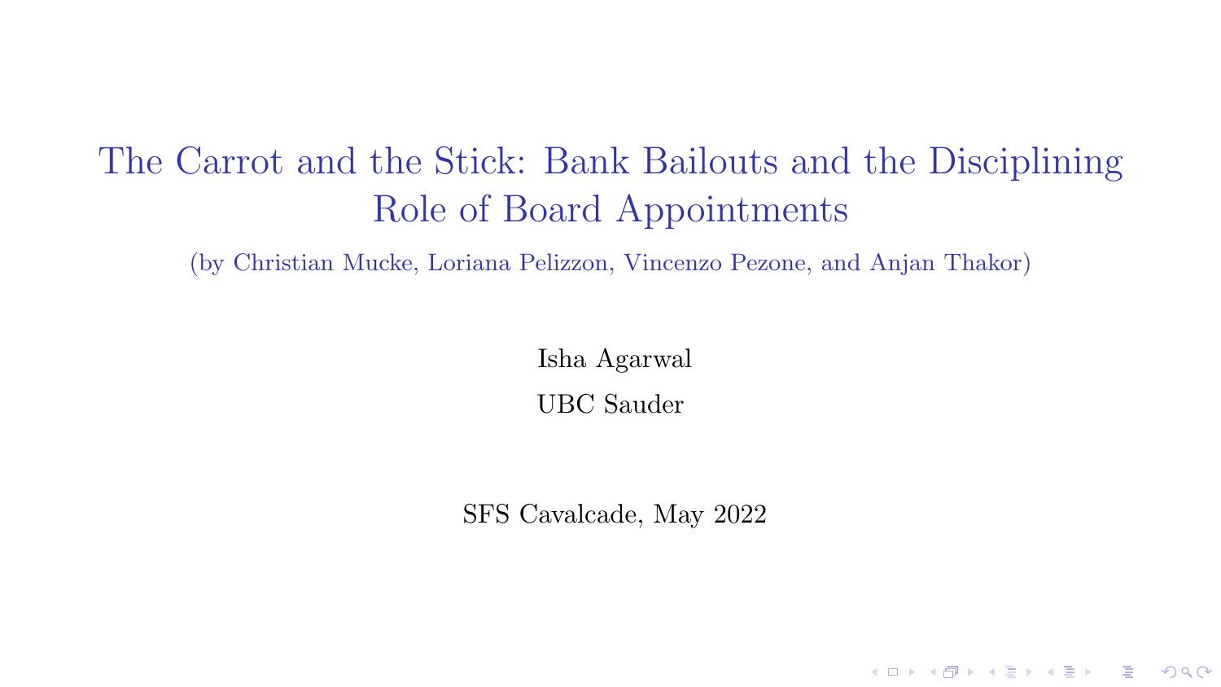# The Carrot and the Stick: Bank Bailouts and the Disciplining Role of Board Appointments

(by Christian Mucke, Loriana Pelizzon, Vincenzo Pezone, and Anjan Thakor)

Isha Agarwal

UBC Sauder

SFS Cavalcade, May 2022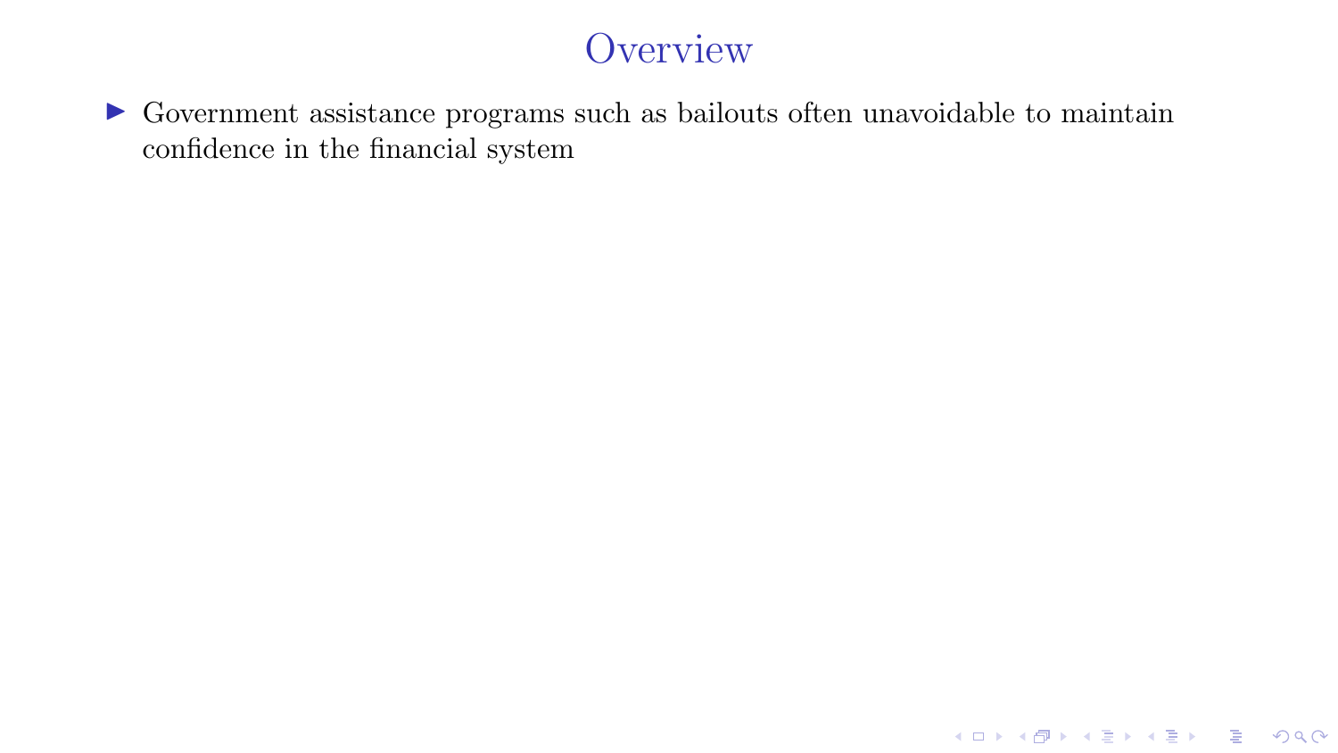# Overview

- Government assistance programs such as bailouts often unavoidable to maintain confidence in the financial system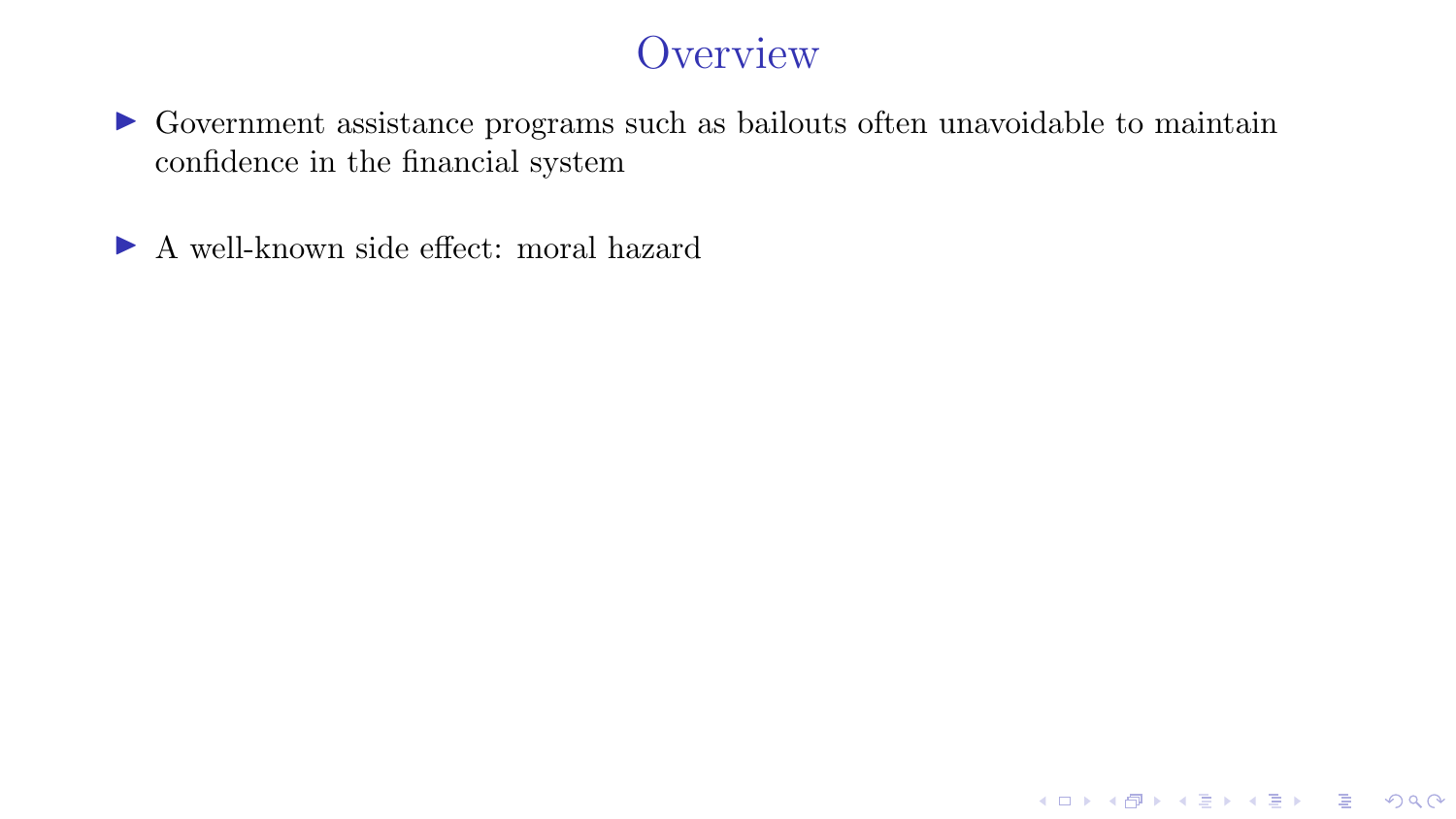# Overview

- Government assistance programs such as bailouts often unavoidable to maintain confidence in the financial system
- A well-known side effect: moral hazard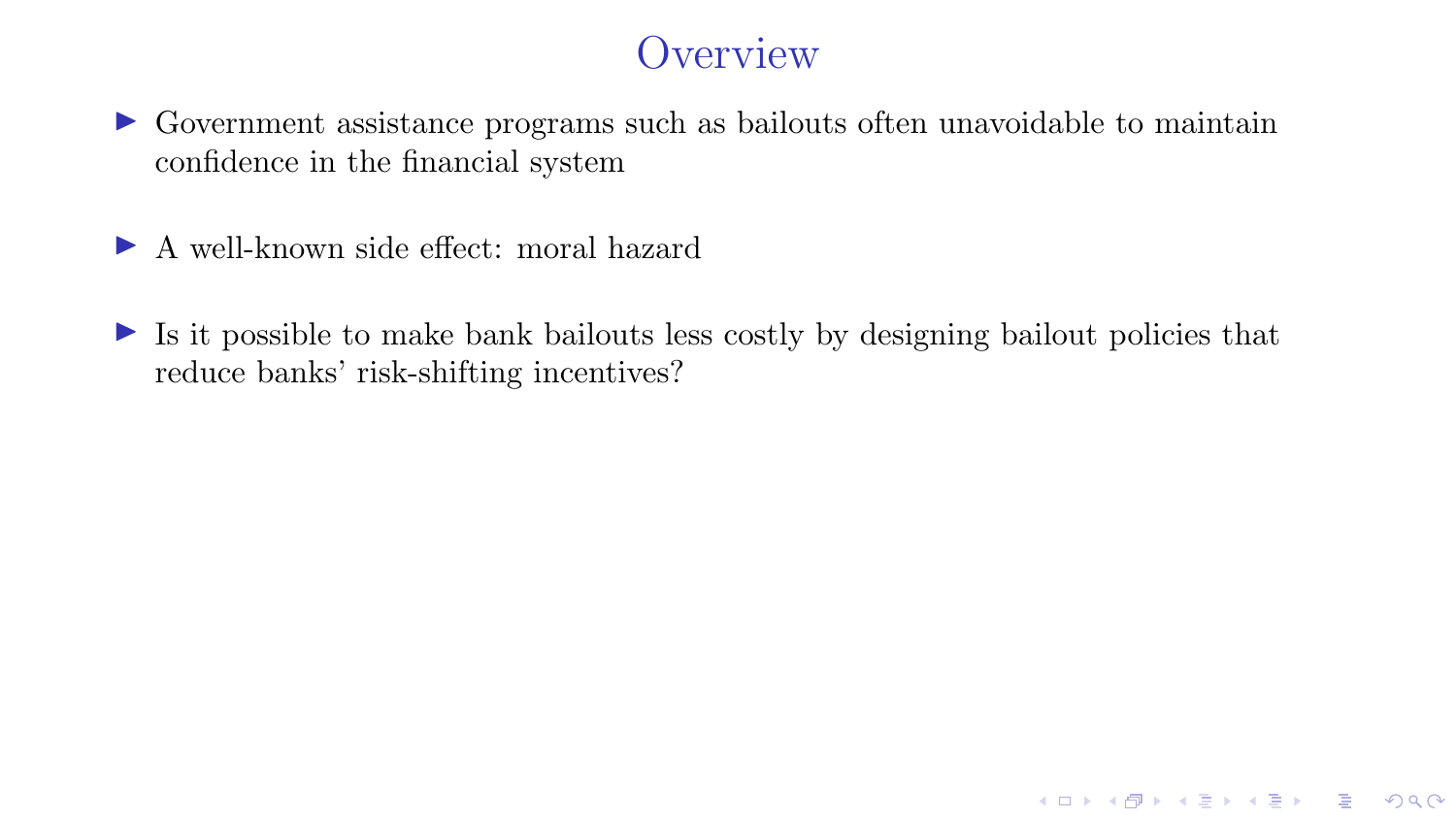# Overview

- Government assistance programs such as bailouts often unavoidable to maintain confidence in the financial system
- A well-known side effect: moral hazard
- Is it possible to make bank bailouts less costly by designing bailout policies that reduce banks' risk-shifting incentives?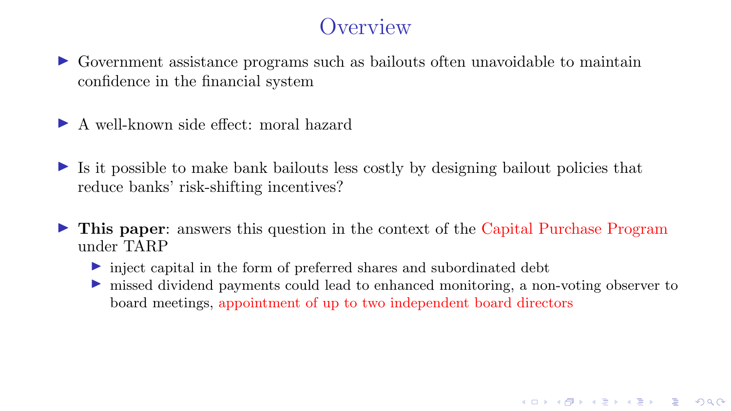# Overview

- Government assistance programs such as bailouts often unavoidable to maintain confidence in the financial system

- A well-known side effect: moral hazard

- Is it possible to make bank bailouts less costly by designing bailout policies that reduce banks' risk-shifting incentives?

- **This paper**: answers this question in the context of the Capital Purchase Program under TARP
  - inject capital in the form of preferred shares and subordinated debt
  - missed dividend payments could lead to enhanced monitoring, a non-voting observer to board meetings, appointment of up to two independent board directors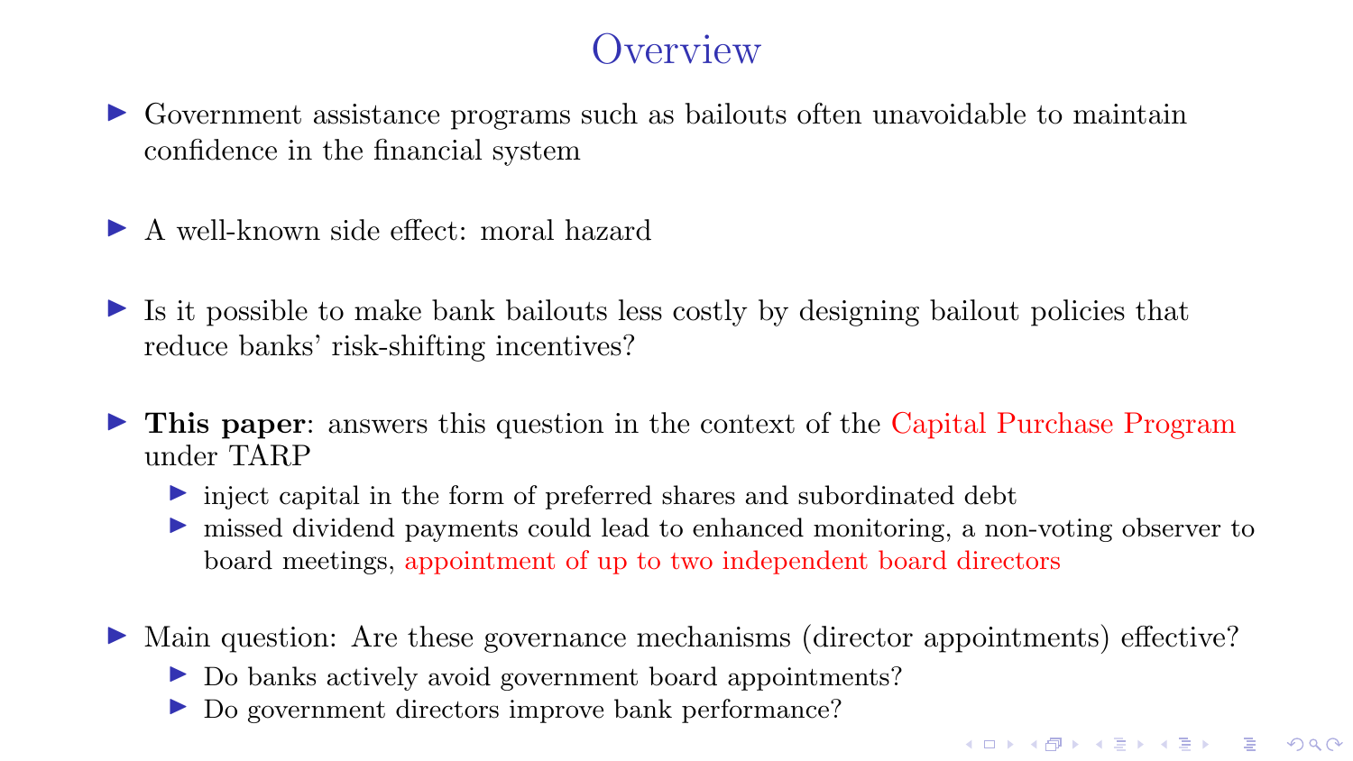# Overview

- Government assistance programs such as bailouts often unavoidable to maintain confidence in the financial system
- A well-known side effect: moral hazard
- Is it possible to make bank bailouts less costly by designing bailout policies that reduce banks' risk-shifting incentives?
- **This paper**: answers this question in the context of the Capital Purchase Program under TARP
  - inject capital in the form of preferred shares and subordinated debt
  - missed dividend payments could lead to enhanced monitoring, a non-voting observer to board meetings, appointment of up to two independent board directors
- Main question: Are these governance mechanisms (director appointments) effective?
  - Do banks actively avoid government board appointments?
  - Do government directors improve bank performance?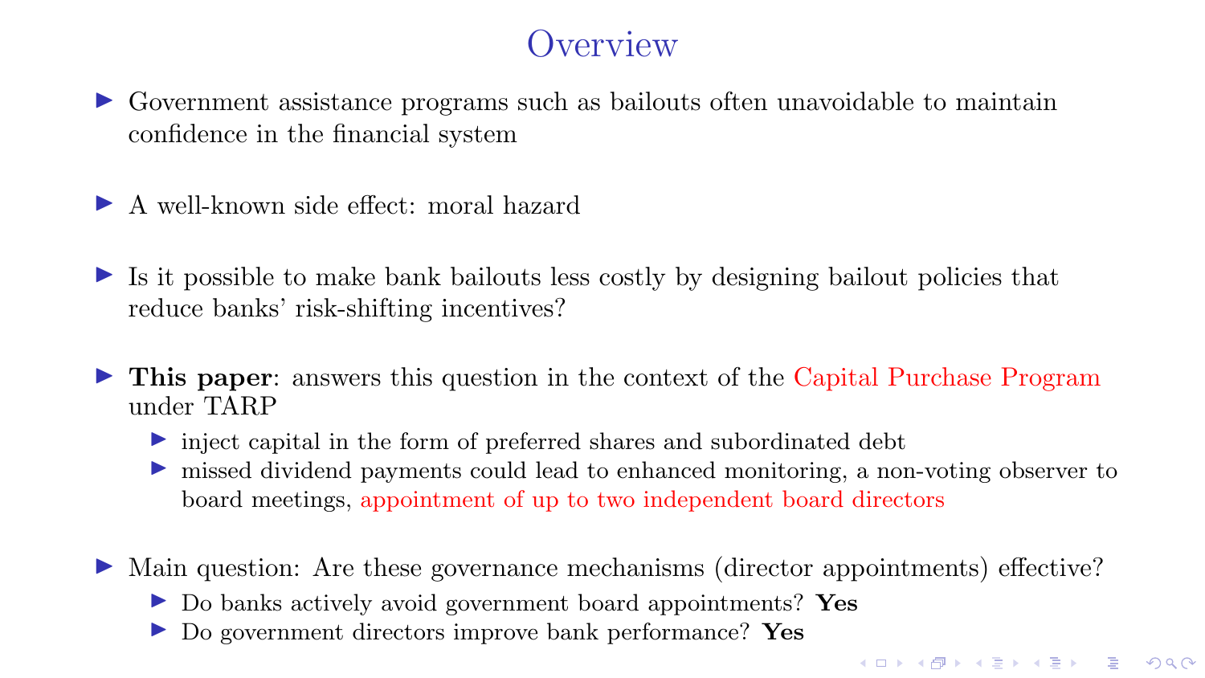# Overview

- Government assistance programs such as bailouts often unavoidable to maintain confidence in the financial system
- A well-known side effect: moral hazard
- Is it possible to make bank bailouts less costly by designing bailout policies that reduce banks' risk-shifting incentives?
- **This paper**: answers this question in the context of the Capital Purchase Program under TARP
  - inject capital in the form of preferred shares and subordinated debt
  - missed dividend payments could lead to enhanced monitoring, a non-voting observer to board meetings, appointment of up to two independent board directors
- Main question: Are these governance mechanisms (director appointments) effective?
  - Do banks actively avoid government board appointments? **Yes**
  - Do government directors improve bank performance? **Yes**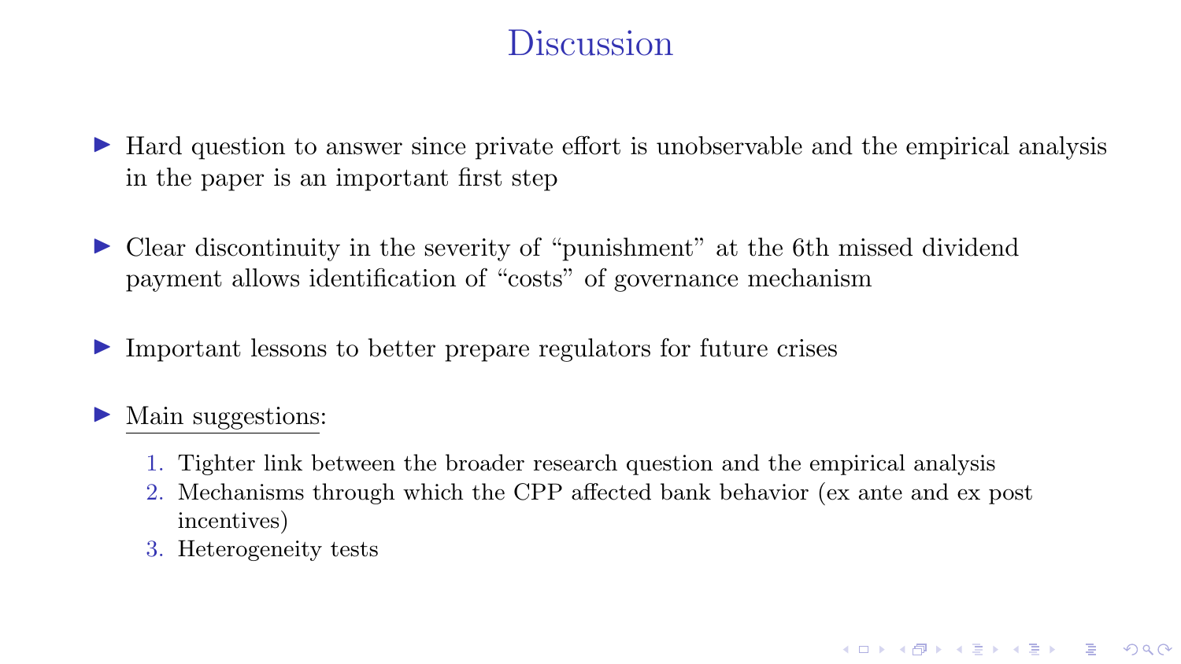# Discussion

- Hard question to answer since private effort is unobservable and the empirical analysis in the paper is an important first step
- Clear discontinuity in the severity of "punishment" at the 6th missed dividend payment allows identification of "costs" of governance mechanism
- Important lessons to better prepare regulators for future crises
- Main suggestions:
  1. Tighter link between the broader research question and the empirical analysis
  2. Mechanisms through which the CPP affected bank behavior (ex ante and ex post incentives)
  3. Heterogeneity tests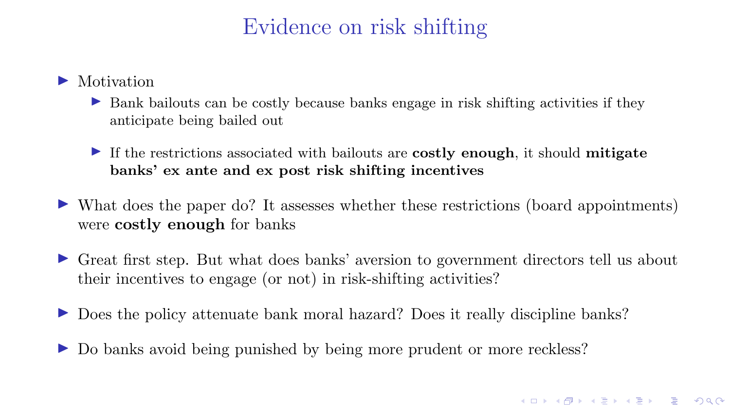# Evidence on risk shifting

- Motivation
  - Bank bailouts can be costly because banks engage in risk shifting activities if they anticipate being bailed out
  - If the restrictions associated with bailouts are **costly enough**, it should **mitigate banks' ex ante and ex post risk shifting incentives**
- What does the paper do? It assesses whether these restrictions (board appointments) were **costly enough** for banks
- Great first step. But what does banks' aversion to government directors tell us about their incentives to engage (or not) in risk-shifting activities?
- Does the policy attenuate bank moral hazard? Does it really discipline banks?
- Do banks avoid being punished by being more prudent or more reckless?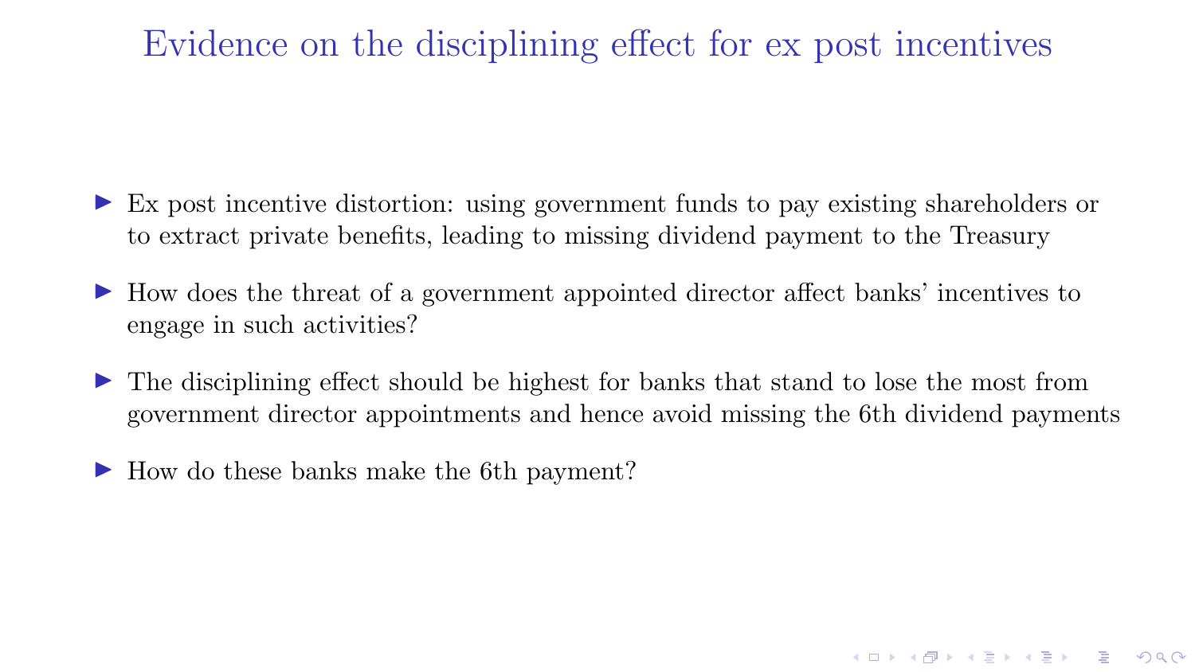# Evidence on the disciplining effect for ex post incentives

- Ex post incentive distortion: using government funds to pay existing shareholders or to extract private benefits, leading to missing dividend payment to the Treasury
- How does the threat of a government appointed director affect banks' incentives to engage in such activities?
- The disciplining effect should be highest for banks that stand to lose the most from government director appointments and hence avoid missing the 6th dividend payments
- How do these banks make the 6th payment?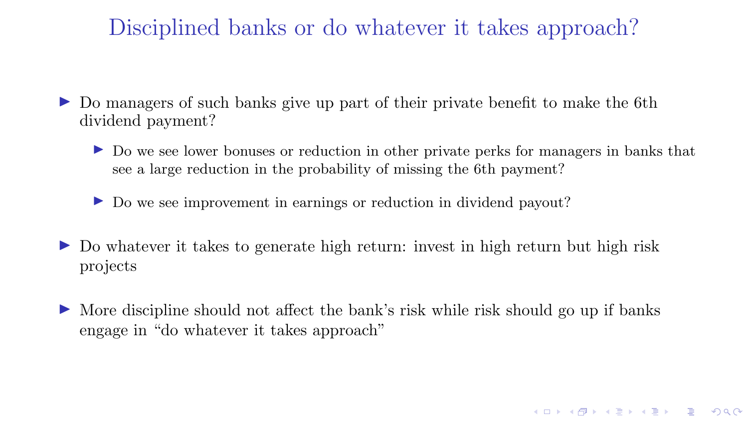# Disciplined banks or do whatever it takes approach?

- Do managers of such banks give up part of their private benefit to make the 6th dividend payment?
  - Do we see lower bonuses or reduction in other private perks for managers in banks that see a large reduction in the probability of missing the 6th payment?
  - Do we see improvement in earnings or reduction in dividend payout?
- Do whatever it takes to generate high return: invest in high return but high risk projects
- More discipline should not affect the bank's risk while risk should go up if banks engage in "do whatever it takes approach"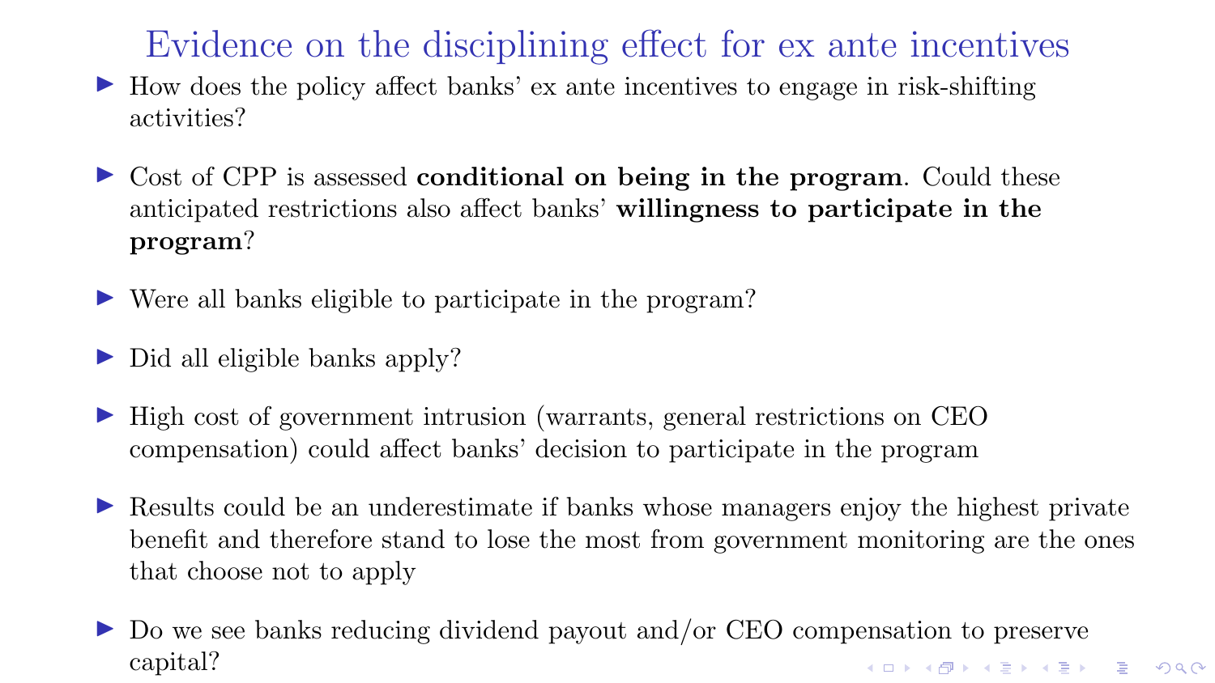# Evidence on the disciplining effect for ex ante incentives

- How does the policy affect banks' ex ante incentives to engage in risk-shifting activities?
- Cost of CPP is assessed **conditional on being in the program**. Could these anticipated restrictions also affect banks' **willingness to participate in the program**?
- Were all banks eligible to participate in the program?
- Did all eligible banks apply?
- High cost of government intrusion (warrants, general restrictions on CEO compensation) could affect banks' decision to participate in the program
- Results could be an underestimate if banks whose managers enjoy the highest private benefit and therefore stand to lose the most from government monitoring are the ones that choose not to apply
- Do we see banks reducing dividend payout and/or CEO compensation to preserve capital?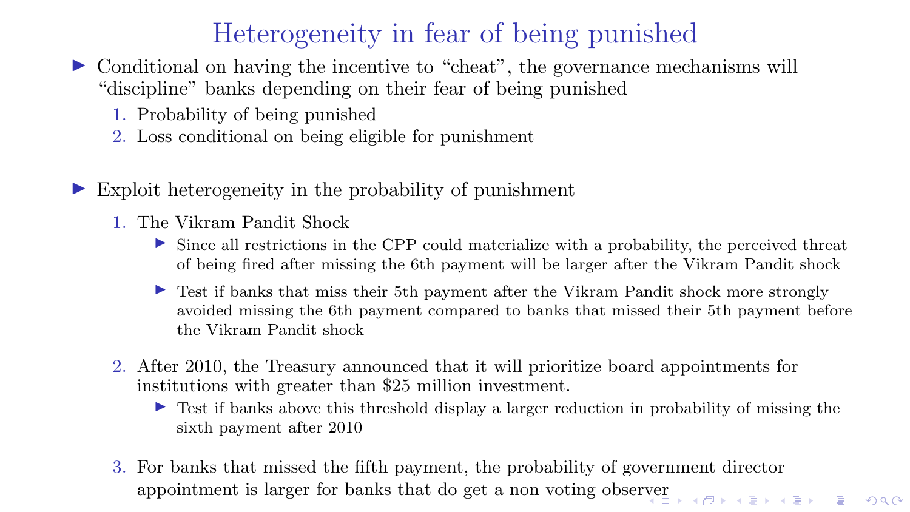# Heterogeneity in fear of being punished

- Conditional on having the incentive to "cheat", the governance mechanisms will "discipline" banks depending on their fear of being punished
  1. Probability of being punished
  2. Loss conditional on being eligible for punishment

- Exploit heterogeneity in the probability of punishment
  1. The Vikram Pandit Shock
     - Since all restrictions in the CPP could materialize with a probability, the perceived threat of being fired after missing the 6th payment will be larger after the Vikram Pandit shock
     - Test if banks that miss their 5th payment after the Vikram Pandit shock more strongly avoided missing the 6th payment compared to banks that missed their 5th payment before the Vikram Pandit shock
  2. After 2010, the Treasury announced that it will prioritize board appointments for institutions with greater than $25 million investment.
     - Test if banks above this threshold display a larger reduction in probability of missing the sixth payment after 2010
  3. For banks that missed the fifth payment, the probability of government director appointment is larger for banks that do get a non voting observer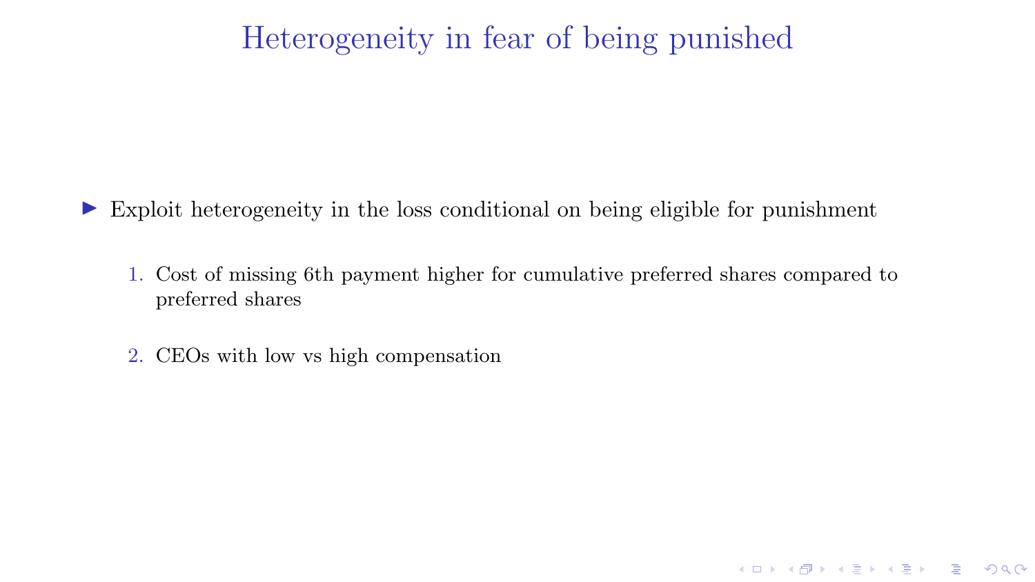# Heterogeneity in fear of being punished

- Exploit heterogeneity in the loss conditional on being eligible for punishment

  1. Cost of missing 6th payment higher for cumulative preferred shares compared to preferred shares
  2. CEOs with low vs high compensation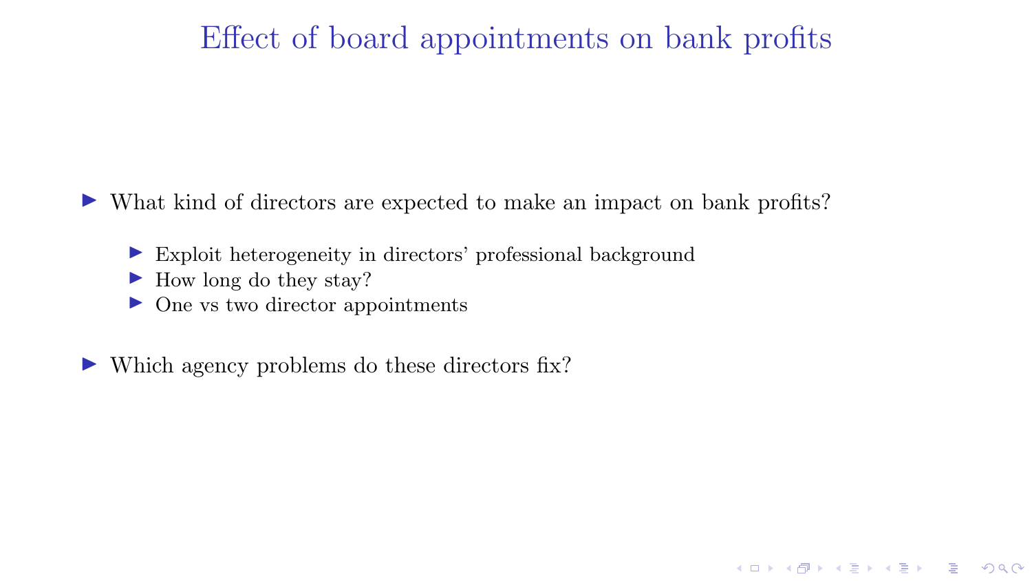# Effect of board appointments on bank profits

- What kind of directors are expected to make an impact on bank profits?
  - Exploit heterogeneity in directors' professional background
  - How long do they stay?
  - One vs two director appointments
- Which agency problems do these directors fix?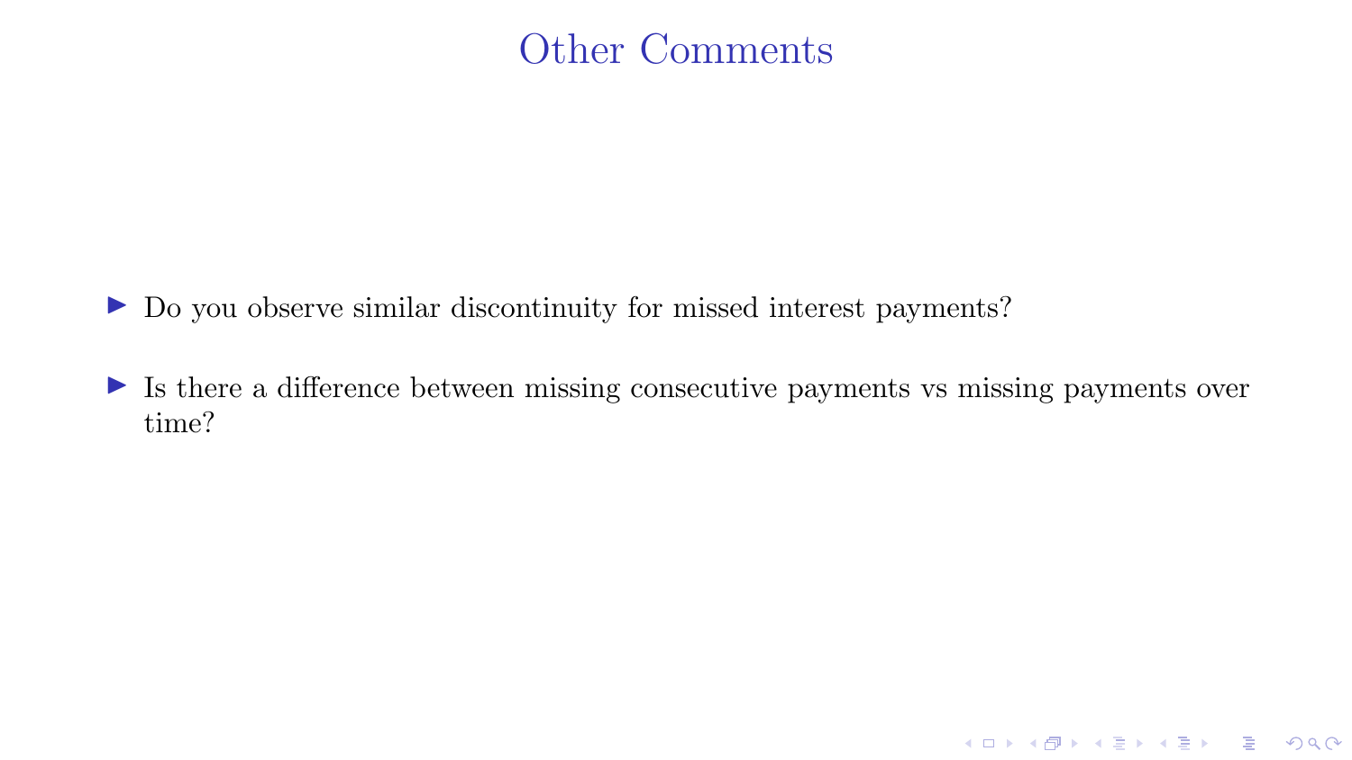# Other Comments

- Do you observe similar discontinuity for missed interest payments?
- Is there a difference between missing consecutive payments vs missing payments over time?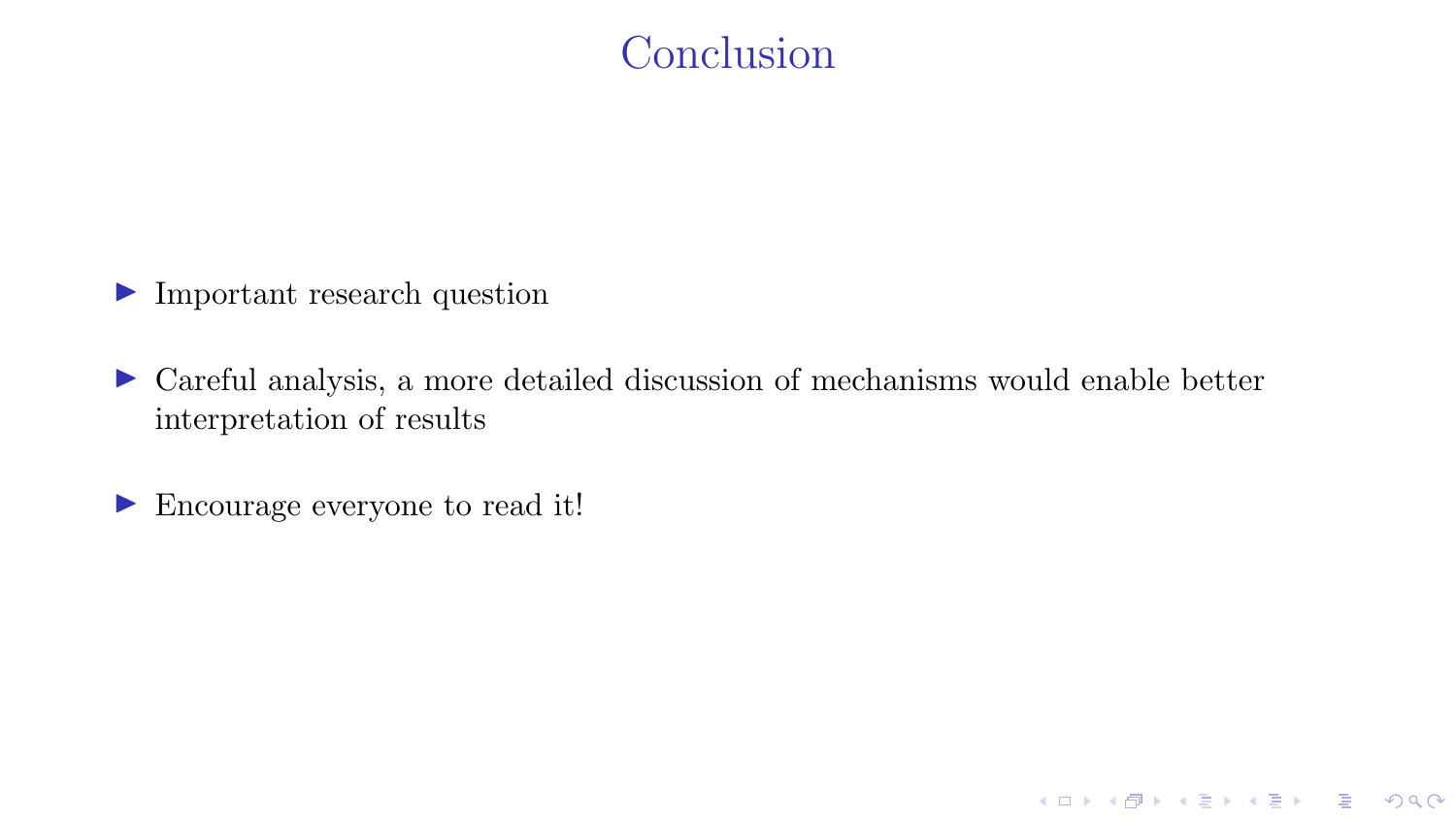# Conclusion

- Important research question
- Careful analysis, a more detailed discussion of mechanisms would enable better interpretation of results
- Encourage everyone to read it!